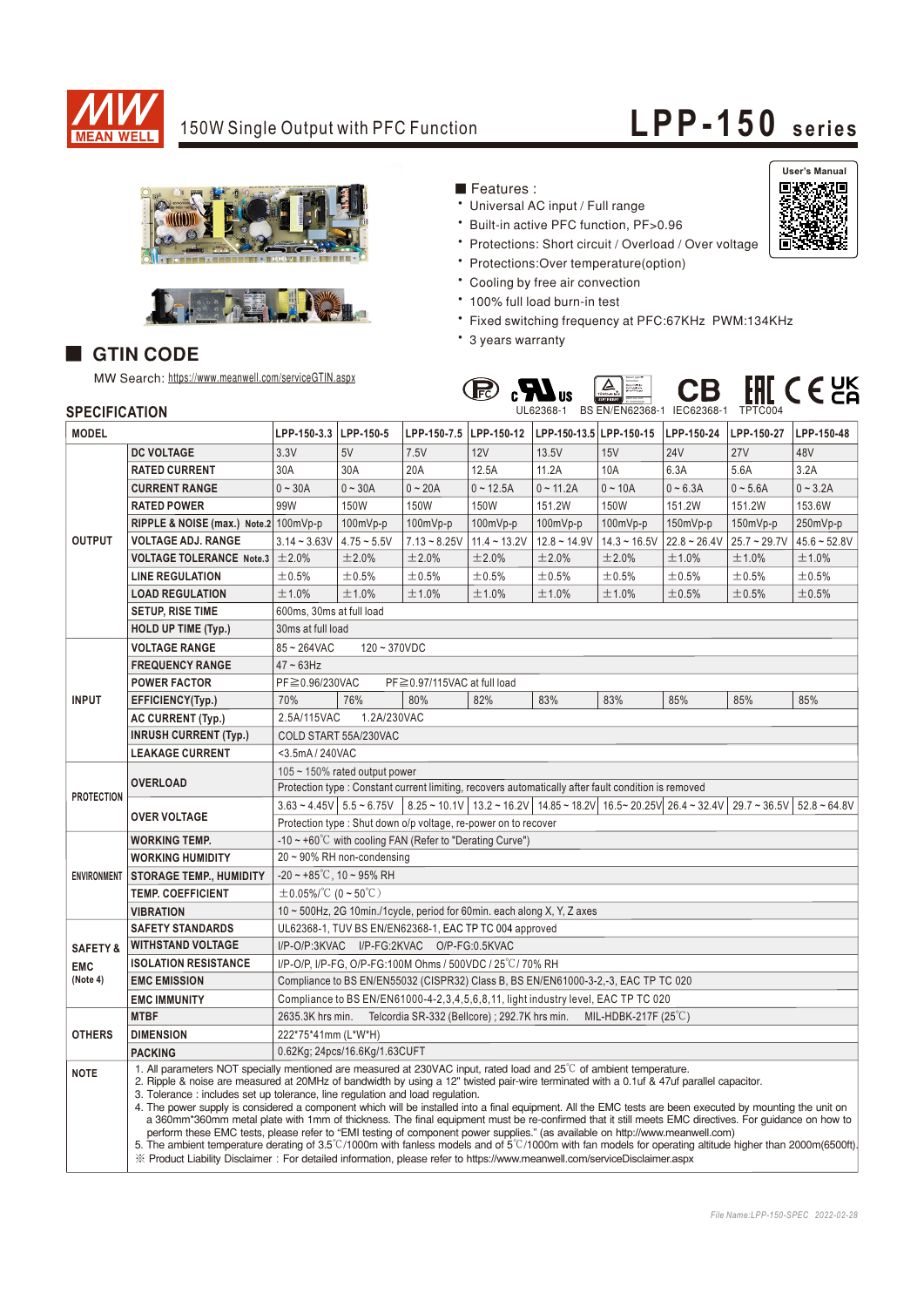# 150W Single Output with PFC Function

# LPP-150 series

User's Manual

■ Features :

- Universal AC input / Full range
- Built-in active PFC function, PF>0.96
- Protections: Short circuit / Overload / Over voltage
- Protections:Over temperature(option)
- Cooling by free air convection
- 100% full load burn-in test
- Fixed switching frequency at PFC:67KHz PWM:134KHz
- 3 years warranty

## GTIN CODE

MW Search: https://www.meanwell.com/serviceGTIN.aspx

UL62368-1   BS EN/EN62368-1   IEC62368-1   TPTC004

## SPECIFICATION

| MODEL | | LPP-150-3.3 | LPP-150-5 | LPP-150-7.5 | LPP-150-12 | LPP-150-13.5 | LPP-150-15 | LPP-150-24 | LPP-150-27 | LPP-150-48 |
|---|---|---|---|---|---|---|---|---|---|---|
| OUTPUT | DC VOLTAGE | 3.3V | 5V | 7.5V | 12V | 13.5V | 15V | 24V | 27V | 48V |
| | RATED CURRENT | 30A | 30A | 20A | 12.5A | 11.2A | 10A | 6.3A | 5.6A | 3.2A |
| | CURRENT RANGE | 0 ~ 30A | 0 ~ 30A | 0 ~ 20A | 0 ~ 12.5A | 0 ~ 11.2A | 0 ~ 10A | 0 ~ 6.3A | 0 ~ 5.6A | 0 ~ 3.2A |
| | RATED POWER | 99W | 150W | 150W | 150W | 151.2W | 150W | 151.2W | 151.2W | 153.6W |
| | RIPPLE & NOISE (max.) Note.2 | 100mVp-p | 100mVp-p | 100mVp-p | 100mVp-p | 100mVp-p | 100mVp-p | 150mVp-p | 150mVp-p | 250mVp-p |
| | VOLTAGE ADJ. RANGE | 3.14 ~ 3.63V | 4.75 ~ 5.5V | 7.13 ~ 8.25V | 11.4 ~ 13.2V | 12.8 ~ 14.9V | 14.3 ~ 16.5V | 22.8 ~ 26.4V | 25.7 ~ 29.7V | 45.6 ~ 52.8V |
| | VOLTAGE TOLERANCE Note.3 | ±2.0% | ±2.0% | ±2.0% | ±2.0% | ±2.0% | ±2.0% | ±1.0% | ±1.0% | ±1.0% |
| | LINE REGULATION | ±0.5% | ±0.5% | ±0.5% | ±0.5% | ±0.5% | ±0.5% | ±0.5% | ±0.5% | ±0.5% |
| | LOAD REGULATION | ±1.0% | ±1.0% | ±1.0% | ±1.0% | ±1.0% | ±1.0% | ±0.5% | ±0.5% | ±0.5% |
| | SETUP, RISE TIME | 600ms, 30ms at full load | | | | | | | | |
| | HOLD UP TIME (Typ.) | 30ms at full load | | | | | | | | |
| INPUT | VOLTAGE RANGE | 85 ~ 264VAC 120 ~ 370VDC | | | | | | | | |
| | FREQUENCY RANGE | 47 ~ 63Hz | | | | | | | | |
| | POWER FACTOR | PF≧0.96/230VAC PF≧0.97/115VAC at full load | | | | | | | | |
| | EFFICIENCY(Typ.) | 70% | 76% | 80% | 82% | 83% | 83% | 85% | 85% | 85% |
| | AC CURRENT (Typ.) | 2.5A/115VAC 1.2A/230VAC | | | | | | | | |
| | INRUSH CURRENT (Typ.) | COLD START 55A/230VAC | | | | | | | | |
| | LEAKAGE CURRENT | <3.5mA / 240VAC | | | | | | | | |
| PROTECTION | OVERLOAD | 105 ~ 150% rated output power | | | | | | | | |
| | | Protection type : Constant current limiting, recovers automatically after fault condition is removed | | | | | | | | |
| | OVER VOLTAGE | 3.63 ~ 4.45V | 5.5 ~ 6.75V | 8.25 ~ 10.1V | 13.2 ~ 16.2V | 14.85 ~ 18.2V | 16.5~ 20.25V | 26.4 ~ 32.4V | 29.7 ~ 36.5V | 52.8 ~ 64.8V |
| | | Protection type : Shut down o/p voltage, re-power on to recover | | | | | | | | |
| ENVIRONMENT | WORKING TEMP. | -10 ~ +60℃ with cooling FAN (Refer to "Derating Curve") | | | | | | | | |
| | WORKING HUMIDITY | 20 ~ 90% RH non-condensing | | | | | | | | |
| | STORAGE TEMP., HUMIDITY | -20 ~ +85℃, 10 ~ 95% RH | | | | | | | | |
| | TEMP. COEFFICIENT | ±0.05%/℃ (0 ~ 50℃) | | | | | | | | |
| | VIBRATION | 10 ~ 500Hz, 2G 10min./1cycle, period for 60min. each along X, Y, Z axes | | | | | | | | |
| SAFETY & EMC (Note 4) | SAFETY STANDARDS | UL62368-1, TUV BS EN/EN62368-1, EAC TP TC 004 approved | | | | | | | | |
| | WITHSTAND VOLTAGE | I/P-O/P:3KVAC I/P-FG:2KVAC O/P-FG:0.5KVAC | | | | | | | | |
| | ISOLATION RESISTANCE | I/P-O/P, I/P-FG, O/P-FG:100M Ohms / 500VDC / 25℃/ 70% RH | | | | | | | | |
| | EMC EMISSION | Compliance to BS EN/EN55032 (CISPR32) Class B, BS EN/EN61000-3-2,-3, EAC TP TC 020 | | | | | | | | |
| | EMC IMMUNITY | Compliance to BS EN/EN61000-4-2,3,4,5,6,8,11, light industry level, EAC TP TC 020 | | | | | | | | |
| OTHERS | MTBF | 2635.3K hrs min. Telcordia SR-332 (Bellcore) ; 292.7K hrs min. MIL-HDBK-217F (25℃) | | | | | | | | |
| | DIMENSION | 222*75*41mm (L*W*H) | | | | | | | | |
| | PACKING | 0.62Kg; 24pcs/16.6Kg/1.63CUFT | | | | | | | | |

**NOTE**

1. All parameters NOT specially mentioned are measured at 230VAC input, rated load and 25℃ of ambient temperature.
2. Ripple & noise are measured at 20MHz of bandwidth by using a 12" twisted pair-wire terminated with a 0.1uf & 47uf parallel capacitor.
3. Tolerance : includes set up tolerance, line regulation and load regulation.
4. The power supply is considered a component which will be installed into a final equipment. All the EMC tests are been executed by mounting the unit on a 360mm*360mm metal plate with 1mm of thickness. The final equipment must be re-confirmed that it still meets EMC directives. For guidance on how to perform these EMC tests, please refer to "EMI testing of component power supplies." (as available on http://www.meanwell.com)
5. The ambient temperature derating of 3.5℃/1000m with fanless models and of 5℃/1000m with fan models for operating altitude higher than 2000m(6500ft).

※ Product Liability Disclaimer : For detailed information, please refer to https://www.meanwell.com/serviceDisclaimer.aspx

*File Name:LPP-150-SPEC 2022-02-28*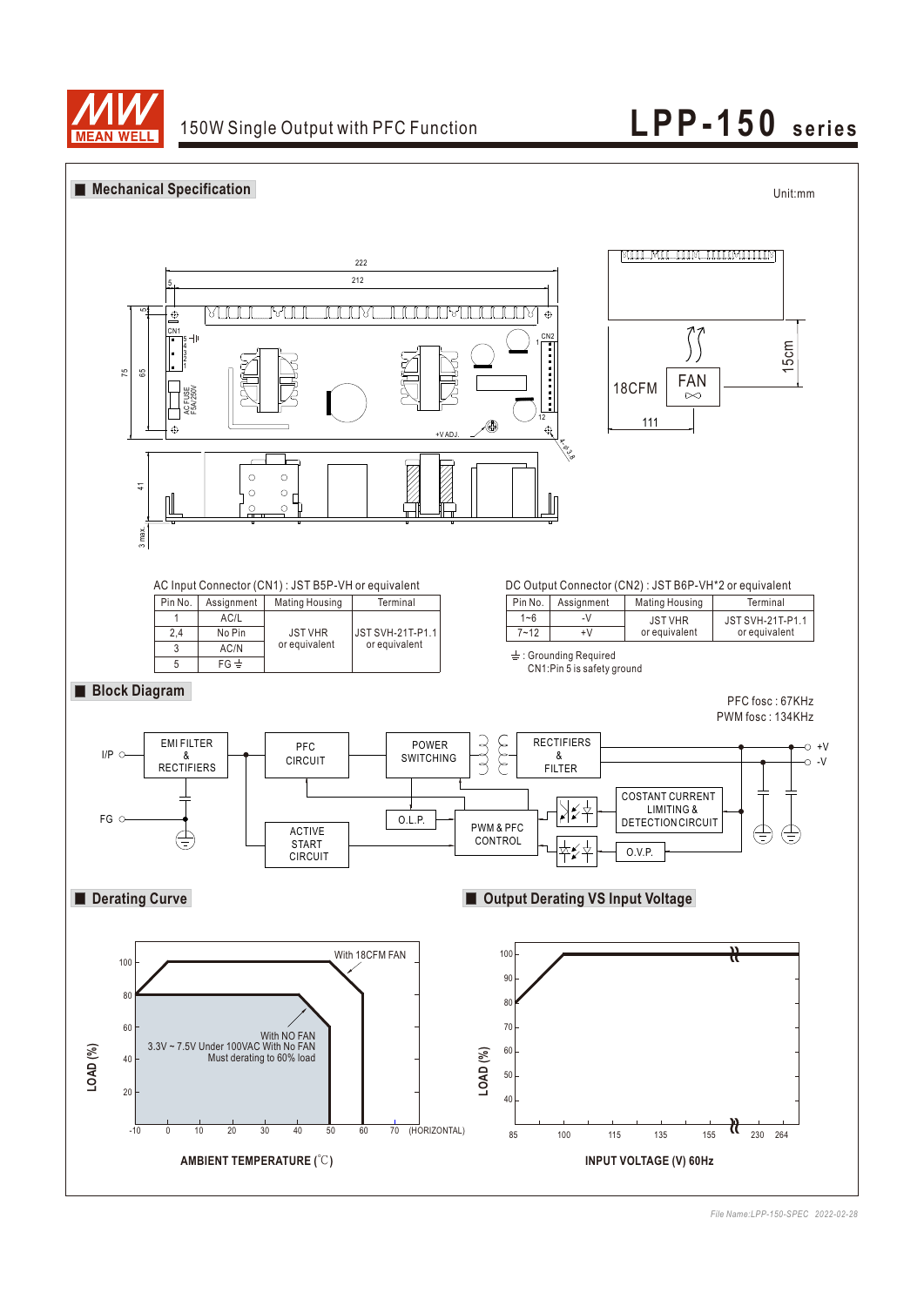## Mechanical Specification

Unit:mm

222
212
5
5
75
65
CN1
AC FUSE F5A/250V
CN2
12
+V ADJ.
4-φ3.5
41
3 max.

18CFM
FAN
111
15cm

AC Input Connector (CN1) : JST B5P-VH or equivalent

| Pin No. | Assignment | Mating Housing | Terminal |
|---|---|---|---|
| 1 | AC/L | JST VHR or equivalent | JST SVH-21T-P1.1 or equivalent |
| 2,4 | No Pin | | |
| 3 | AC/N | | |
| 5 | FG ⏚ | | |

DC Output Connector (CN2) : JST B6P-VH*2 or equivalent

| Pin No. | Assignment | Mating Housing | Terminal |
|---|---|---|---|
| 1~6 | -V | JST VHR or equivalent | JST SVH-21T-P1.1 or equivalent |
| 7~12 | +V | | |

⏚ : Grounding Required
CN1:Pin 5 is safety ground

## Block Diagram

PFC fosc : 67KHz
PWM fosc : 134KHz

I/P
FG
EMI FILTER & RECTIFIERS
PFC CIRCUIT
POWER SWITCHING
RECTIFIERS & FILTER
+V
-V
O.L.P.
PWM & PFC CONTROL
COSTANT CURRENT LIMITING & DETECTION CIRCUIT
ACTIVE START CIRCUIT
O.V.P.

## Derating Curve

LOAD (%)
100
80
60
40
20
-10 0 10 20 30 40 50 60 70 (HORIZONTAL)
AMBIENT TEMPERATURE (℃)
With 18CFM FAN
With NO FAN
3.3V ~ 7.5V Under 100VAC With No FAN
Must derating to 60% load

## Output Derating VS Input Voltage

LOAD (%)
100
90
80
70
60
50
40
85 100 115 135 155 230 264
INPUT VOLTAGE (V) 60Hz